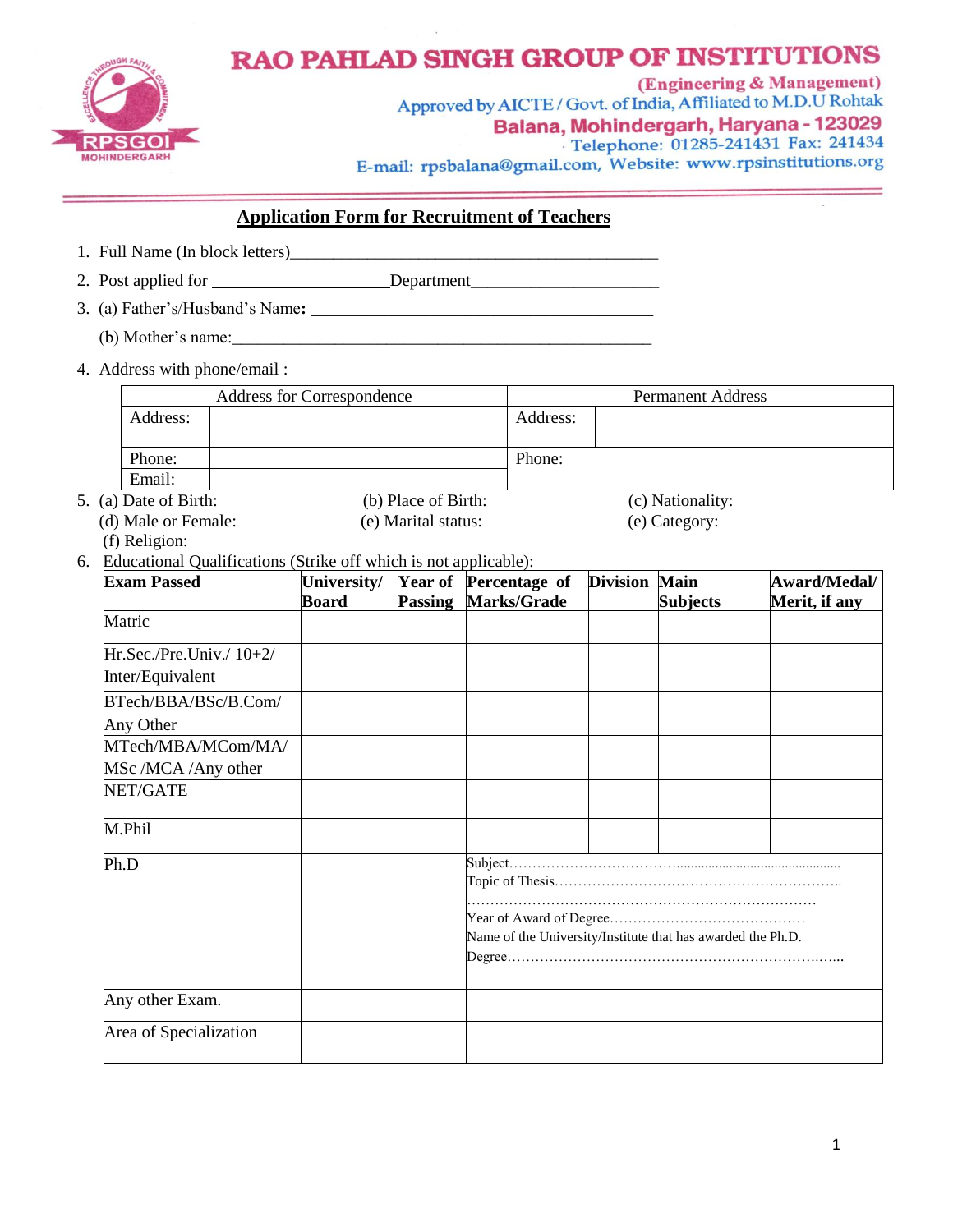# RAO PAHLAD SINGH GROUP OF INSTITUTIONS

(Engineering & Management)

Approved by AICTE / Govt. of India, Affiliated to M.D.U Rohtak

Balana, Mohindergarh, Haryana - 123029

Telephone: 01285-241431 Fax: 241434

E-mail: rpsbalana@gmail.com, Website: www.rpsinstitutions.org

## Application Form for Recruitment of Teachers

1. Full Name (In block letters)____________________________________________
2. Post applied for _____________________Department______________________
3. (a) Father's/Husband's Name: ________________________________________

   (b) Mother's name:_____________________________________________________
4. Address with phone/email :

| Address for Correspondence | | Permanent Address | |
|---|---|---|---|
| Address: | | Address: | |
| Phone: | | Phone: | |
| Email: | | | |

5. (a) Date of Birth: (b) Place of Birth: (c) Nationality:

   (d) Male or Female: (e) Marital status: (e) Category:

   (f) Religion:
6. Educational Qualifications (Strike off which is not applicable):

| **Exam Passed** | **University/ Board** | **Year of Passing** | **Percentage of Marks/Grade** | **Division** | **Main Subjects** | **Award/Medal/ Merit, if any** |
|---|---|---|---|---|---|---|
| Matric | | | | | | |
| Hr.Sec./Pre.Univ./ 10+2/ Inter/Equivalent | | | | | | |
| BTech/BBA/BSc/B.Com/ Any Other | | | | | | |
| MTech/MBA/MCom/MA/ MSc /MCA /Any other | | | | | | |
| NET/GATE | | | | | | |
| M.Phil | | | | | | |
| Ph.D | | | Subject…………………………………………………………………… Topic of Thesis……………………………………………………….. ……………………………………………………………………… Year of Award of Degree…………………………………… Name of the University/Institute that has awarded the Ph.D. Degree……………………………………………………………….….. | | | |
| Any other Exam. | | | | | | |
| Area of Specialization | | | | | | |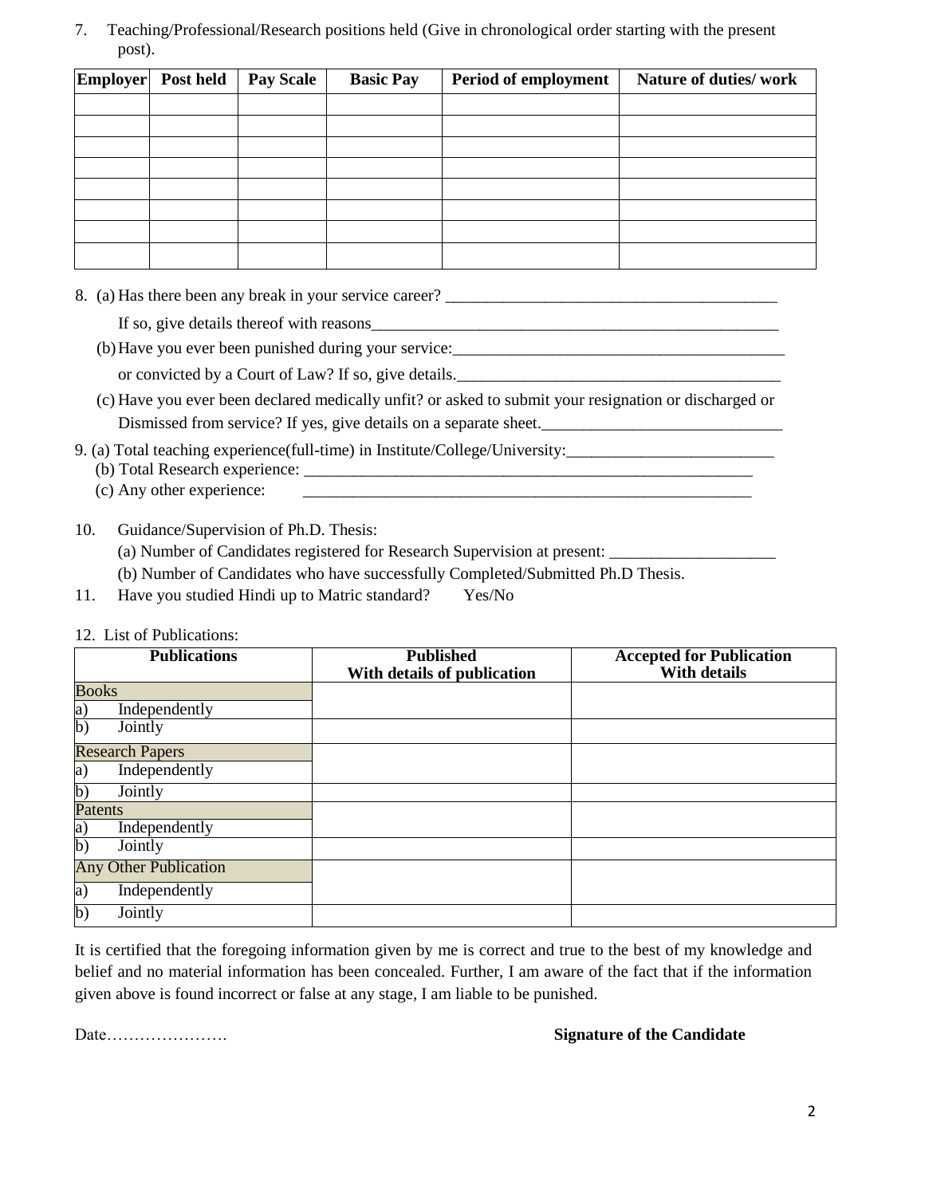7. Teaching/Professional/Research positions held (Give in chronological order starting with the present post).

| Employer | Post held | Pay Scale | Basic Pay | Period of employment | Nature of duties/ work |
|---|---|---|---|---|---|
| | | | | | |
| | | | | | |
| | | | | | |
| | | | | | |
| | | | | | |
| | | | | | |
| | | | | | |
| | | | | | |

8. (a) Has there been any break in your service career? ________________________________________

If so, give details thereof with reasons__________________________________________________

(b) Have you ever been punished during your service:________________________________________

or convicted by a Court of Law? If so, give details.________________________________________

(c) Have you ever been declared medically unfit? or asked to submit your resignation or discharged or Dismissed from service? If yes, give details on a separate sheet.____________________________

9. (a) Total teaching experience(full-time) in Institute/College/University:_________________________

(b) Total Research experience: _______________________________________________________

(c) Any other experience: _______________________________________________________

10. Guidance/Supervision of Ph.D. Thesis:

(a) Number of Candidates registered for Research Supervision at present: ____________________

(b) Number of Candidates who have successfully Completed/Submitted Ph.D Thesis.

11. Have you studied Hindi up to Matric standard? Yes/No

12. List of Publications:

| Publications | Published With details of publication | Accepted for Publication With details |
|---|---|---|
| **Books** | | |
| a) Independently | | |
| b) Jointly | | |
| **Research Papers** | | |
| a) Independently | | |
| b) Jointly | | |
| **Patents** | | |
| a) Independently | | |
| b) Jointly | | |
| **Any Other Publication** | | |
| a) Independently | | |
| b) Jointly | | |

It is certified that the foregoing information given by me is correct and true to the best of my knowledge and belief and no material information has been concealed. Further, I am aware of the fact that if the information given above is found incorrect or false at any stage, I am liable to be punished.

Date…………………. **Signature of the Candidate**